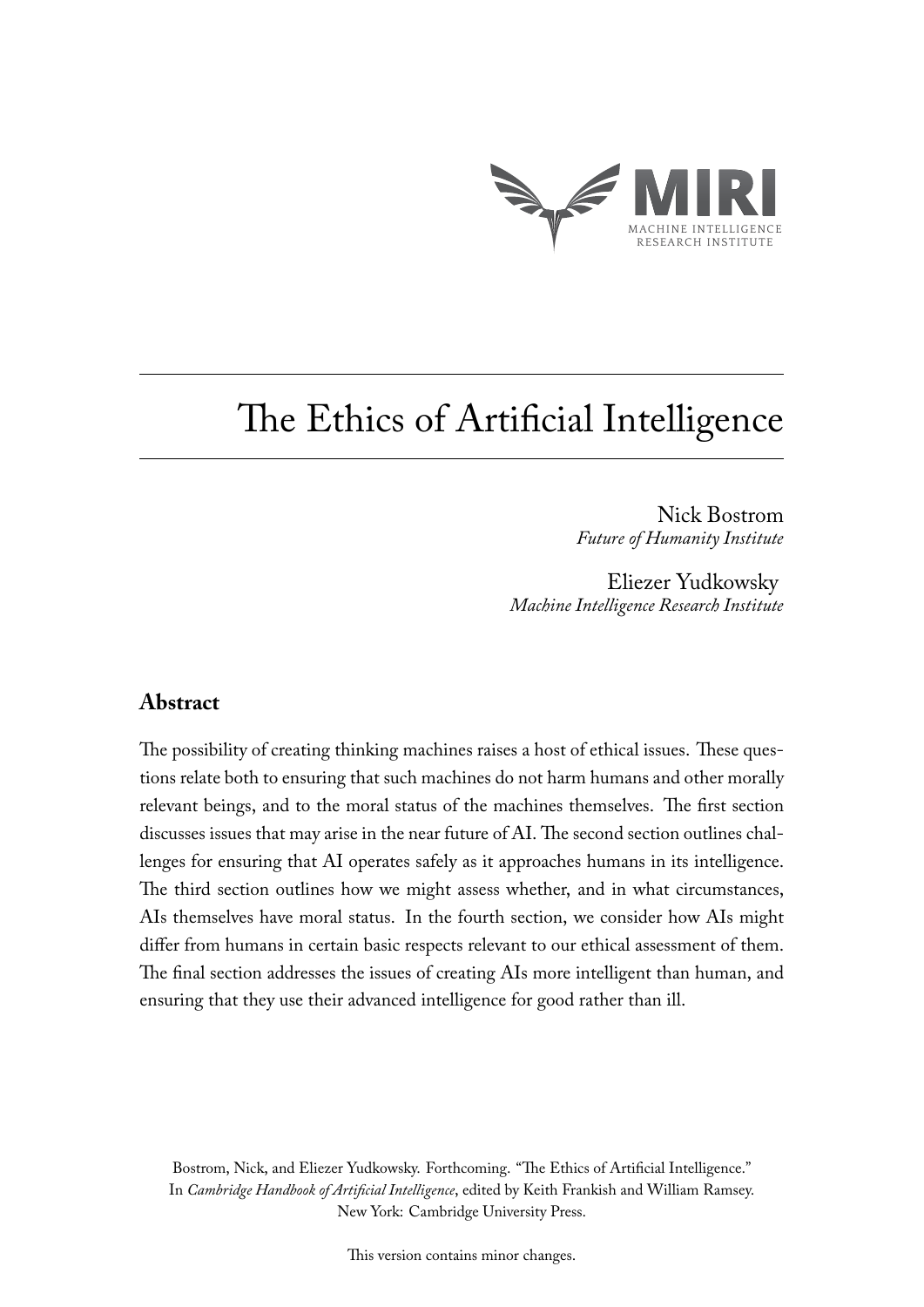MIRI

MACHINE INTELLIGENCE RESEARCH INSTITUTE

# The Ethics of Artificial Intelligence

Nick Bostrom
*Future of Humanity Institute*

Eliezer Yudkowsky
*Machine Intelligence Research Institute*

## Abstract

The possibility of creating thinking machines raises a host of ethical issues. These questions relate both to ensuring that such machines do not harm humans and other morally relevant beings, and to the moral status of the machines themselves. The first section discusses issues that may arise in the near future of AI. The second section outlines challenges for ensuring that AI operates safely as it approaches humans in its intelligence. The third section outlines how we might assess whether, and in what circumstances, AIs themselves have moral status. In the fourth section, we consider how AIs might differ from humans in certain basic respects relevant to our ethical assessment of them. The final section addresses the issues of creating AIs more intelligent than human, and ensuring that they use their advanced intelligence for good rather than ill.

Bostrom, Nick, and Eliezer Yudkowsky. Forthcoming. "The Ethics of Artificial Intelligence." In *Cambridge Handbook of Artificial Intelligence*, edited by Keith Frankish and William Ramsey. New York: Cambridge University Press.

This version contains minor changes.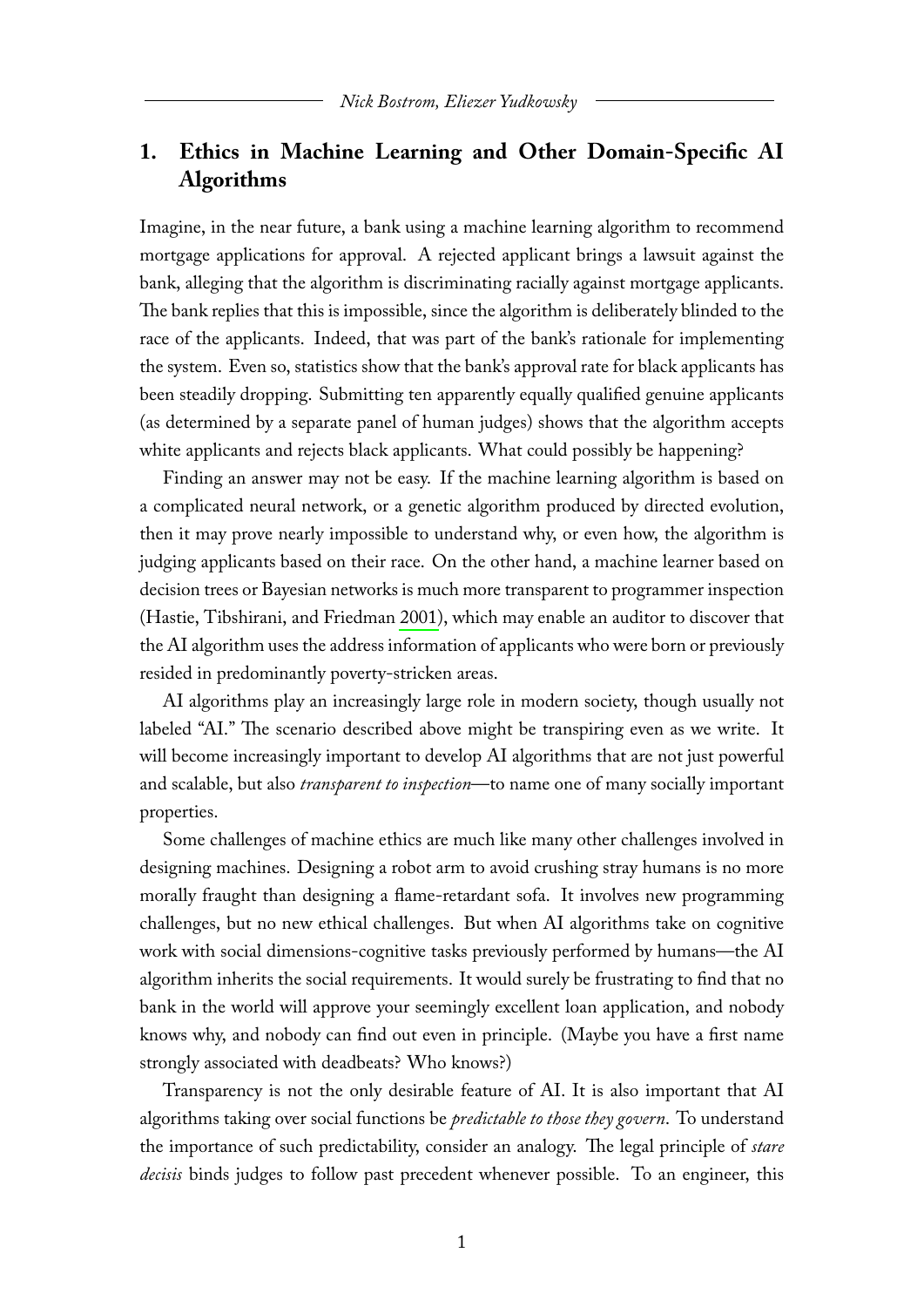## 1. Ethics in Machine Learning and Other Domain-Specific AI Algorithms

Imagine, in the near future, a bank using a machine learning algorithm to recommend mortgage applications for approval. A rejected applicant brings a lawsuit against the bank, alleging that the algorithm is discriminating racially against mortgage applicants. The bank replies that this is impossible, since the algorithm is deliberately blinded to the race of the applicants. Indeed, that was part of the bank's rationale for implementing the system. Even so, statistics show that the bank's approval rate for black applicants has been steadily dropping. Submitting ten apparently equally qualified genuine applicants (as determined by a separate panel of human judges) shows that the algorithm accepts white applicants and rejects black applicants. What could possibly be happening?

Finding an answer may not be easy. If the machine learning algorithm is based on a complicated neural network, or a genetic algorithm produced by directed evolution, then it may prove nearly impossible to understand why, or even how, the algorithm is judging applicants based on their race. On the other hand, a machine learner based on decision trees or Bayesian networks is much more transparent to programmer inspection (Hastie, Tibshirani, and Friedman 2001), which may enable an auditor to discover that the AI algorithm uses the address information of applicants who were born or previously resided in predominantly poverty-stricken areas.

AI algorithms play an increasingly large role in modern society, though usually not labeled "AI." The scenario described above might be transpiring even as we write. It will become increasingly important to develop AI algorithms that are not just powerful and scalable, but also *transparent to inspection*—to name one of many socially important properties.

Some challenges of machine ethics are much like many other challenges involved in designing machines. Designing a robot arm to avoid crushing stray humans is no more morally fraught than designing a flame-retardant sofa. It involves new programming challenges, but no new ethical challenges. But when AI algorithms take on cognitive work with social dimensions-cognitive tasks previously performed by humans—the AI algorithm inherits the social requirements. It would surely be frustrating to find that no bank in the world will approve your seemingly excellent loan application, and nobody knows why, and nobody can find out even in principle. (Maybe you have a first name strongly associated with deadbeats? Who knows?)

Transparency is not the only desirable feature of AI. It is also important that AI algorithms taking over social functions be *predictable to those they govern*. To understand the importance of such predictability, consider an analogy. The legal principle of *stare decisis* binds judges to follow past precedent whenever possible. To an engineer, this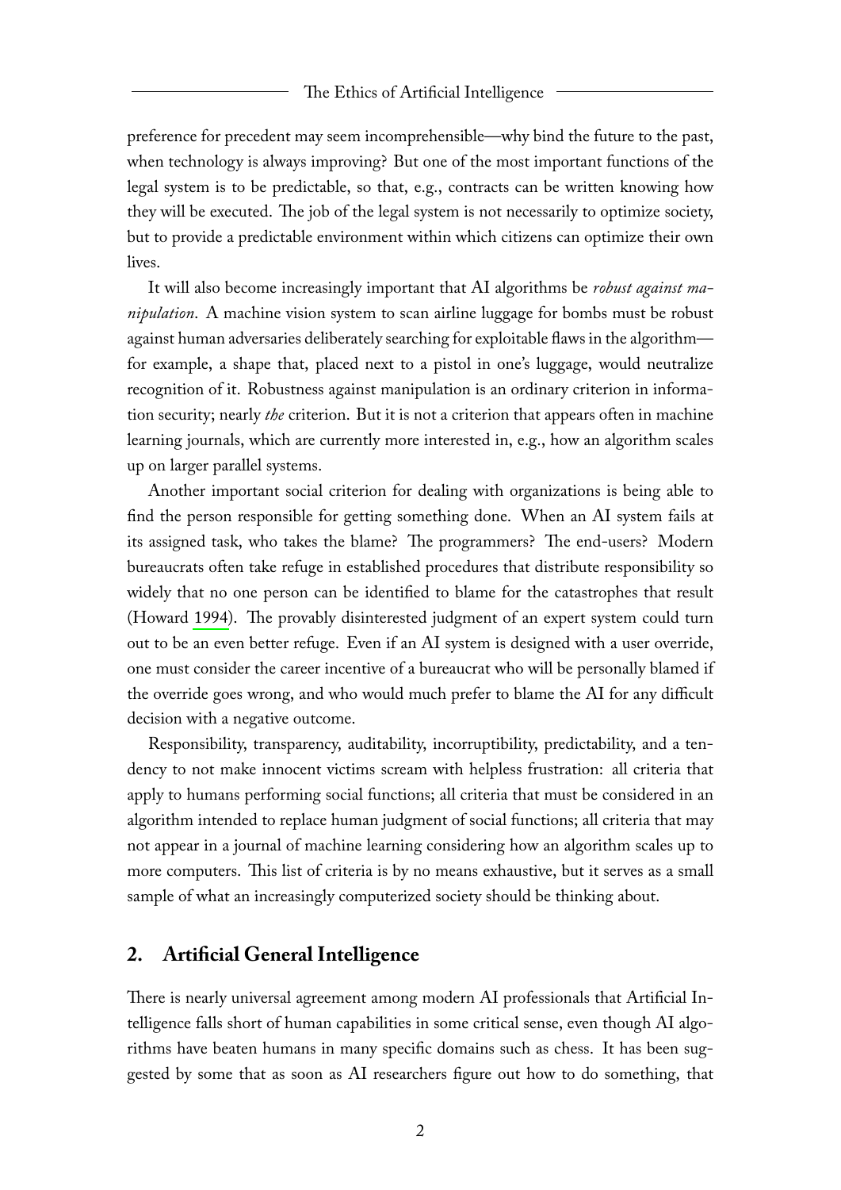preference for precedent may seem incomprehensible—why bind the future to the past, when technology is always improving? But one of the most important functions of the legal system is to be predictable, so that, e.g., contracts can be written knowing how they will be executed. The job of the legal system is not necessarily to optimize society, but to provide a predictable environment within which citizens can optimize their own lives.

It will also become increasingly important that AI algorithms be *robust against manipulation*. A machine vision system to scan airline luggage for bombs must be robust against human adversaries deliberately searching for exploitable flaws in the algorithm—for example, a shape that, placed next to a pistol in one's luggage, would neutralize recognition of it. Robustness against manipulation is an ordinary criterion in information security; nearly *the* criterion. But it is not a criterion that appears often in machine learning journals, which are currently more interested in, e.g., how an algorithm scales up on larger parallel systems.

Another important social criterion for dealing with organizations is being able to find the person responsible for getting something done. When an AI system fails at its assigned task, who takes the blame? The programmers? The end-users? Modern bureaucrats often take refuge in established procedures that distribute responsibility so widely that no one person can be identified to blame for the catastrophes that result (Howard 1994). The provably disinterested judgment of an expert system could turn out to be an even better refuge. Even if an AI system is designed with a user override, one must consider the career incentive of a bureaucrat who will be personally blamed if the override goes wrong, and who would much prefer to blame the AI for any difficult decision with a negative outcome.

Responsibility, transparency, auditability, incorruptibility, predictability, and a tendency to not make innocent victims scream with helpless frustration: all criteria that apply to humans performing social functions; all criteria that must be considered in an algorithm intended to replace human judgment of social functions; all criteria that may not appear in a journal of machine learning considering how an algorithm scales up to more computers. This list of criteria is by no means exhaustive, but it serves as a small sample of what an increasingly computerized society should be thinking about.

## 2. Artificial General Intelligence

There is nearly universal agreement among modern AI professionals that Artificial Intelligence falls short of human capabilities in some critical sense, even though AI algorithms have beaten humans in many specific domains such as chess. It has been suggested by some that as soon as AI researchers figure out how to do something, that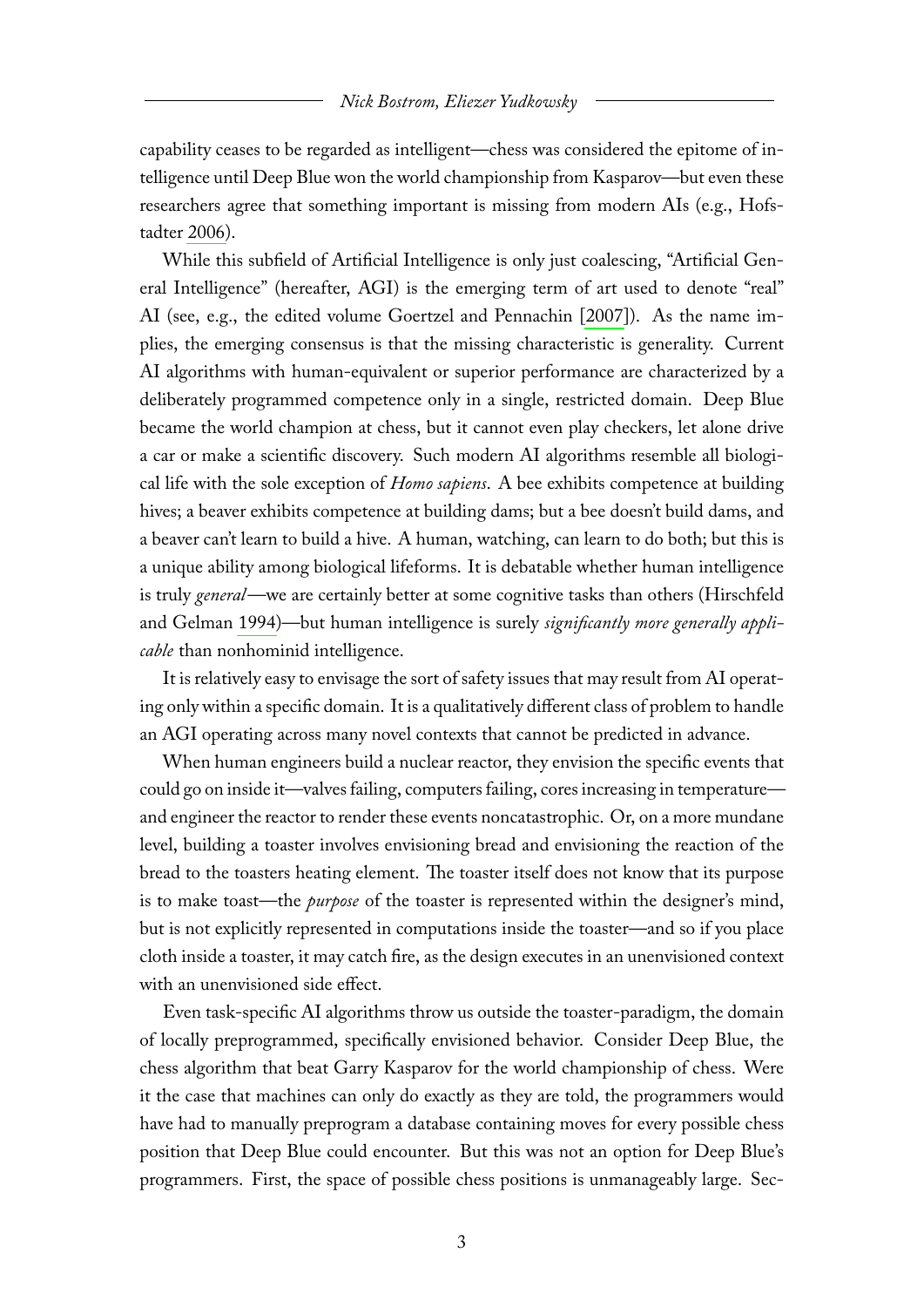capability ceases to be regarded as intelligent—chess was considered the epitome of intelligence until Deep Blue won the world championship from Kasparov—but even these researchers agree that something important is missing from modern AIs (e.g., Hofstadter 2006).

While this subfield of Artificial Intelligence is only just coalescing, "Artificial General Intelligence" (hereafter, AGI) is the emerging term of art used to denote "real" AI (see, e.g., the edited volume Goertzel and Pennachin [2007]). As the name implies, the emerging consensus is that the missing characteristic is generality. Current AI algorithms with human-equivalent or superior performance are characterized by a deliberately programmed competence only in a single, restricted domain. Deep Blue became the world champion at chess, but it cannot even play checkers, let alone drive a car or make a scientific discovery. Such modern AI algorithms resemble all biological life with the sole exception of *Homo sapiens*. A bee exhibits competence at building hives; a beaver exhibits competence at building dams; but a bee doesn't build dams, and a beaver can't learn to build a hive. A human, watching, can learn to do both; but this is a unique ability among biological lifeforms. It is debatable whether human intelligence is truly *general*—we are certainly better at some cognitive tasks than others (Hirschfeld and Gelman 1994)—but human intelligence is surely *significantly more generally applicable* than nonhominid intelligence.

It is relatively easy to envisage the sort of safety issues that may result from AI operating only within a specific domain. It is a qualitatively different class of problem to handle an AGI operating across many novel contexts that cannot be predicted in advance.

When human engineers build a nuclear reactor, they envision the specific events that could go on inside it—valves failing, computers failing, cores increasing in temperature—and engineer the reactor to render these events noncatastrophic. Or, on a more mundane level, building a toaster involves envisioning bread and envisioning the reaction of the bread to the toasters heating element. The toaster itself does not know that its purpose is to make toast—the *purpose* of the toaster is represented within the designer's mind, but is not explicitly represented in computations inside the toaster—and so if you place cloth inside a toaster, it may catch fire, as the design executes in an unenvisioned context with an unenvisioned side effect.

Even task-specific AI algorithms throw us outside the toaster-paradigm, the domain of locally preprogrammed, specifically envisioned behavior. Consider Deep Blue, the chess algorithm that beat Garry Kasparov for the world championship of chess. Were it the case that machines can only do exactly as they are told, the programmers would have had to manually preprogram a database containing moves for every possible chess position that Deep Blue could encounter. But this was not an option for Deep Blue's programmers. First, the space of possible chess positions is unmanageably large. Sec-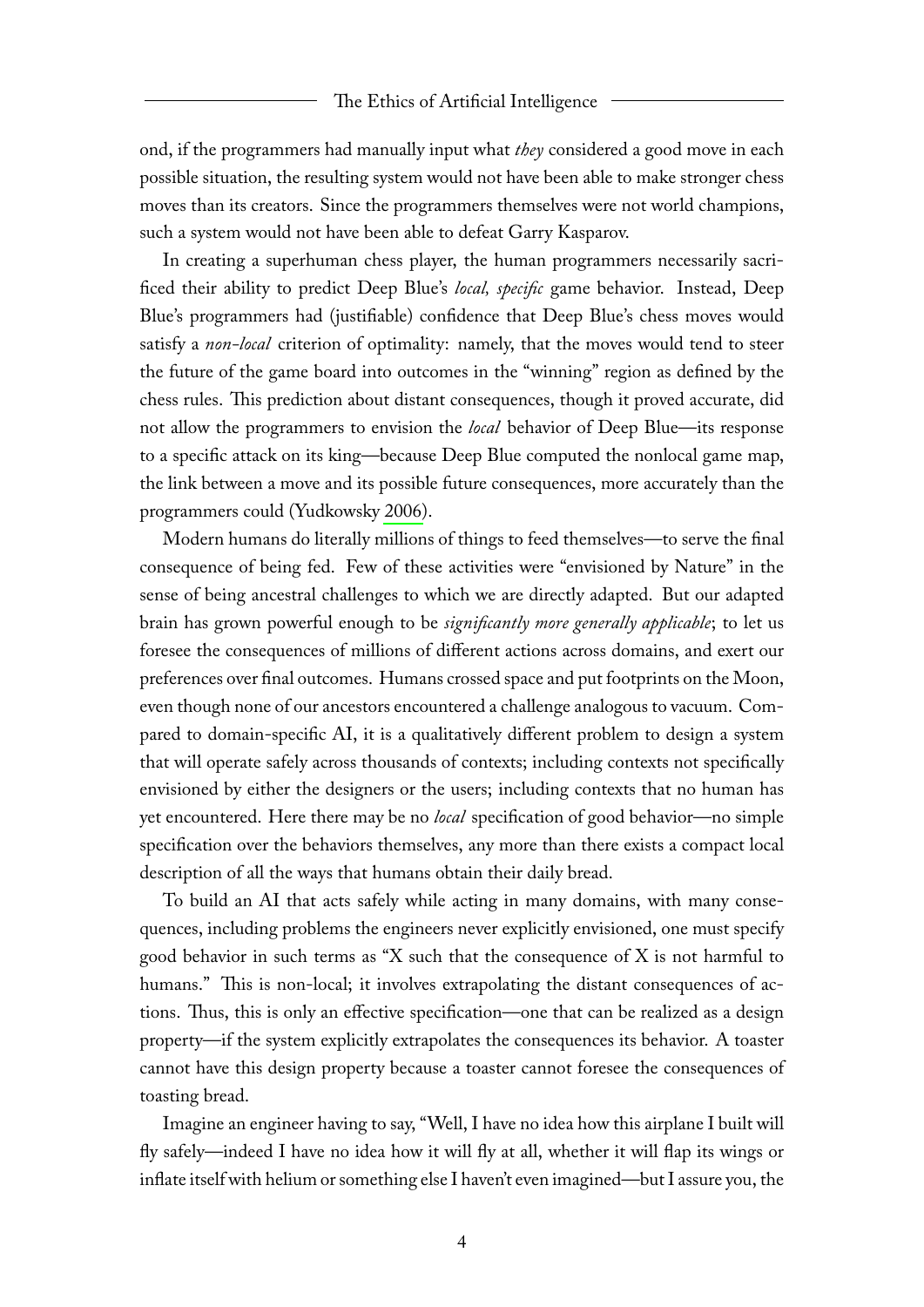ond, if the programmers had manually input what *they* considered a good move in each possible situation, the resulting system would not have been able to make stronger chess moves than its creators. Since the programmers themselves were not world champions, such a system would not have been able to defeat Garry Kasparov.

In creating a superhuman chess player, the human programmers necessarily sacrificed their ability to predict Deep Blue's *local, specific* game behavior. Instead, Deep Blue's programmers had (justifiable) confidence that Deep Blue's chess moves would satisfy a *non-local* criterion of optimality: namely, that the moves would tend to steer the future of the game board into outcomes in the "winning" region as defined by the chess rules. This prediction about distant consequences, though it proved accurate, did not allow the programmers to envision the *local* behavior of Deep Blue—its response to a specific attack on its king—because Deep Blue computed the nonlocal game map, the link between a move and its possible future consequences, more accurately than the programmers could (Yudkowsky 2006).

Modern humans do literally millions of things to feed themselves—to serve the final consequence of being fed. Few of these activities were "envisioned by Nature" in the sense of being ancestral challenges to which we are directly adapted. But our adapted brain has grown powerful enough to be *significantly more generally applicable*; to let us foresee the consequences of millions of different actions across domains, and exert our preferences over final outcomes. Humans crossed space and put footprints on the Moon, even though none of our ancestors encountered a challenge analogous to vacuum. Compared to domain-specific AI, it is a qualitatively different problem to design a system that will operate safely across thousands of contexts; including contexts not specifically envisioned by either the designers or the users; including contexts that no human has yet encountered. Here there may be no *local* specification of good behavior—no simple specification over the behaviors themselves, any more than there exists a compact local description of all the ways that humans obtain their daily bread.

To build an AI that acts safely while acting in many domains, with many consequences, including problems the engineers never explicitly envisioned, one must specify good behavior in such terms as "X such that the consequence of X is not harmful to humans." This is non-local; it involves extrapolating the distant consequences of actions. Thus, this is only an effective specification—one that can be realized as a design property—if the system explicitly extrapolates the consequences its behavior. A toaster cannot have this design property because a toaster cannot foresee the consequences of toasting bread.

Imagine an engineer having to say, "Well, I have no idea how this airplane I built will fly safely—indeed I have no idea how it will fly at all, whether it will flap its wings or inflate itself with helium or something else I haven't even imagined—but I assure you, the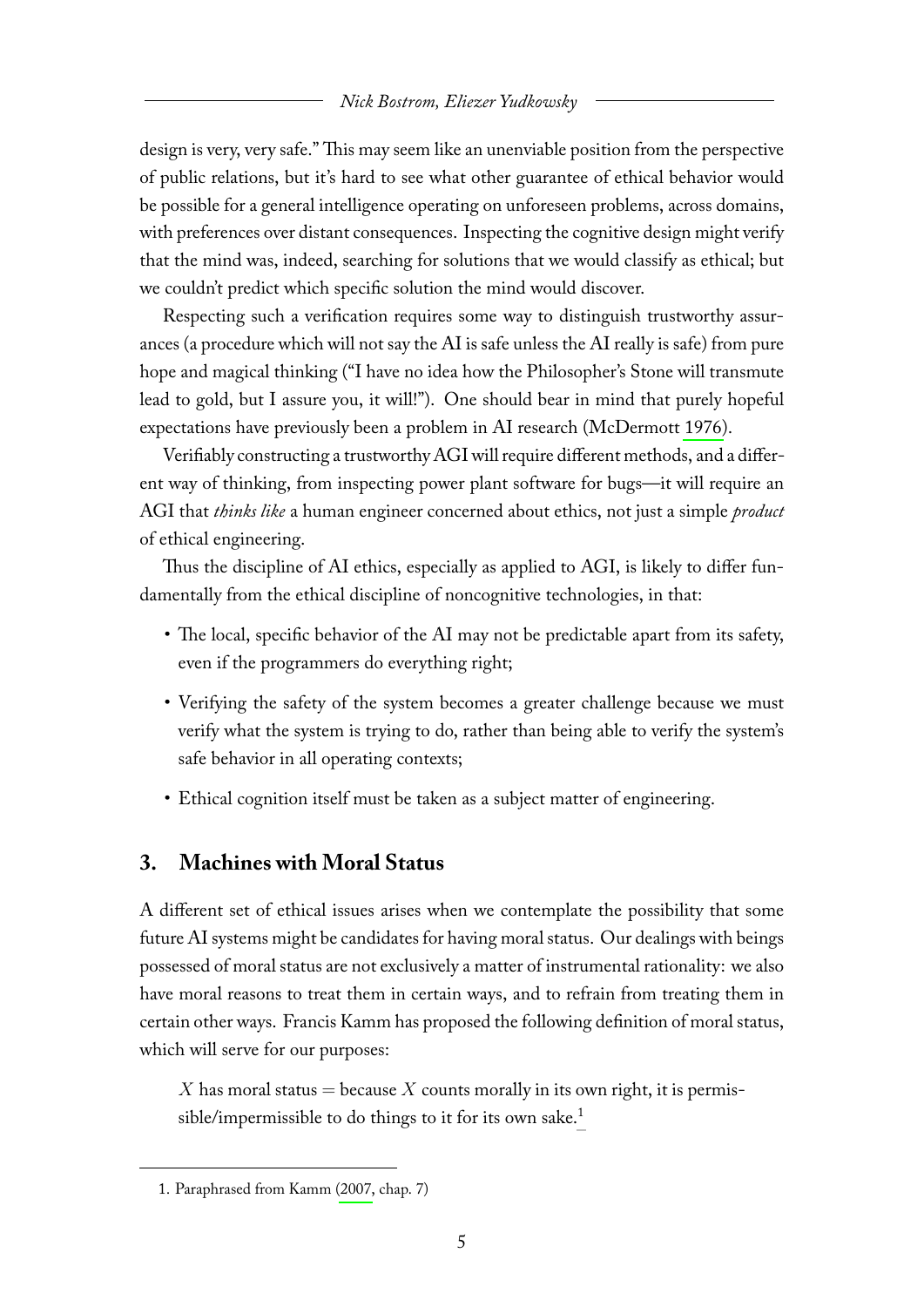design is very, very safe." This may seem like an unenviable position from the perspective of public relations, but it's hard to see what other guarantee of ethical behavior would be possible for a general intelligence operating on unforeseen problems, across domains, with preferences over distant consequences. Inspecting the cognitive design might verify that the mind was, indeed, searching for solutions that we would classify as ethical; but we couldn't predict which specific solution the mind would discover.

Respecting such a verification requires some way to distinguish trustworthy assurances (a procedure which will not say the AI is safe unless the AI really is safe) from pure hope and magical thinking ("I have no idea how the Philosopher's Stone will transmute lead to gold, but I assure you, it will!"). One should bear in mind that purely hopeful expectations have previously been a problem in AI research (McDermott 1976).

Verifiably constructing a trustworthy AGI will require different methods, and a different way of thinking, from inspecting power plant software for bugs—it will require an AGI that *thinks like* a human engineer concerned about ethics, not just a simple *product* of ethical engineering.

Thus the discipline of AI ethics, especially as applied to AGI, is likely to differ fundamentally from the ethical discipline of noncognitive technologies, in that:

- The local, specific behavior of the AI may not be predictable apart from its safety, even if the programmers do everything right;
- Verifying the safety of the system becomes a greater challenge because we must verify what the system is trying to do, rather than being able to verify the system's safe behavior in all operating contexts;
- Ethical cognition itself must be taken as a subject matter of engineering.

## 3. Machines with Moral Status

A different set of ethical issues arises when we contemplate the possibility that some future AI systems might be candidates for having moral status. Our dealings with beings possessed of moral status are not exclusively a matter of instrumental rationality: we also have moral reasons to treat them in certain ways, and to refrain from treating them in certain other ways. Francis Kamm has proposed the following definition of moral status, which will serve for our purposes:

> $X$ has moral status $=$ because $X$ counts morally in its own right, it is permissible/impermissible to do things to it for its own sake.[1]

1. Paraphrased from Kamm (2007, chap. 7)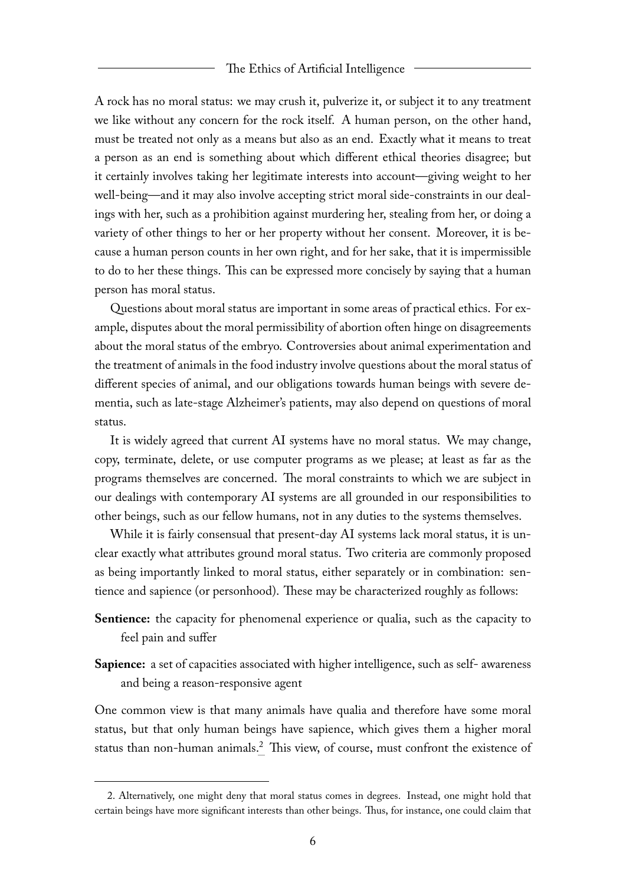A rock has no moral status: we may crush it, pulverize it, or subject it to any treatment we like without any concern for the rock itself. A human person, on the other hand, must be treated not only as a means but also as an end. Exactly what it means to treat a person as an end is something about which different ethical theories disagree; but it certainly involves taking her legitimate interests into account—giving weight to her well-being—and it may also involve accepting strict moral side-constraints in our dealings with her, such as a prohibition against murdering her, stealing from her, or doing a variety of other things to her or her property without her consent. Moreover, it is because a human person counts in her own right, and for her sake, that it is impermissible to do to her these things. This can be expressed more concisely by saying that a human person has moral status.

Questions about moral status are important in some areas of practical ethics. For example, disputes about the moral permissibility of abortion often hinge on disagreements about the moral status of the embryo. Controversies about animal experimentation and the treatment of animals in the food industry involve questions about the moral status of different species of animal, and our obligations towards human beings with severe dementia, such as late-stage Alzheimer's patients, may also depend on questions of moral status.

It is widely agreed that current AI systems have no moral status. We may change, copy, terminate, delete, or use computer programs as we please; at least as far as the programs themselves are concerned. The moral constraints to which we are subject in our dealings with contemporary AI systems are all grounded in our responsibilities to other beings, such as our fellow humans, not in any duties to the systems themselves.

While it is fairly consensual that present-day AI systems lack moral status, it is unclear exactly what attributes ground moral status. Two criteria are commonly proposed as being importantly linked to moral status, either separately or in combination: sentience and sapience (or personhood). These may be characterized roughly as follows:

**Sentience:** the capacity for phenomenal experience or qualia, such as the capacity to feel pain and suffer

**Sapience:** a set of capacities associated with higher intelligence, such as self- awareness and being a reason-responsive agent

One common view is that many animals have qualia and therefore have some moral status, but that only human beings have sapience, which gives them a higher moral status than non-human animals.[2] This view, of course, must confront the existence of

2. Alternatively, one might deny that moral status comes in degrees. Instead, one might hold that certain beings have more significant interests than other beings. Thus, for instance, one could claim that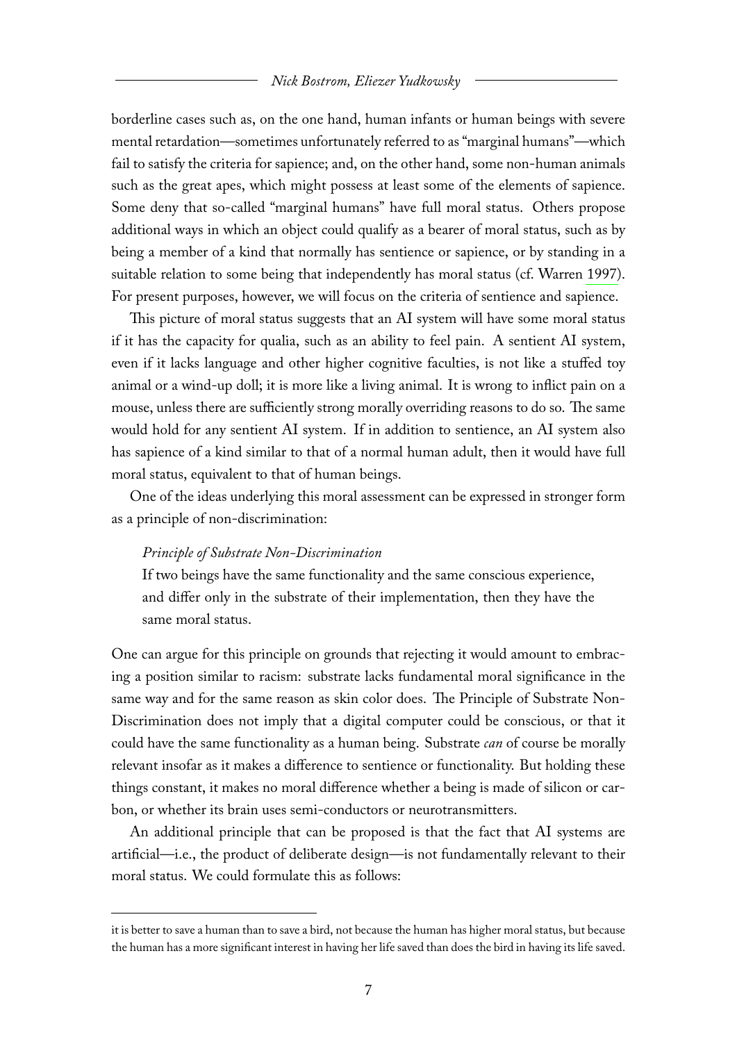borderline cases such as, on the one hand, human infants or human beings with severe mental retardation—sometimes unfortunately referred to as "marginal humans"—which fail to satisfy the criteria for sapience; and, on the other hand, some non-human animals such as the great apes, which might possess at least some of the elements of sapience. Some deny that so-called "marginal humans" have full moral status. Others propose additional ways in which an object could qualify as a bearer of moral status, such as by being a member of a kind that normally has sentience or sapience, or by standing in a suitable relation to some being that independently has moral status (cf. Warren 1997). For present purposes, however, we will focus on the criteria of sentience and sapience.

This picture of moral status suggests that an AI system will have some moral status if it has the capacity for qualia, such as an ability to feel pain. A sentient AI system, even if it lacks language and other higher cognitive faculties, is not like a stuffed toy animal or a wind-up doll; it is more like a living animal. It is wrong to inflict pain on a mouse, unless there are sufficiently strong morally overriding reasons to do so. The same would hold for any sentient AI system. If in addition to sentience, an AI system also has sapience of a kind similar to that of a normal human adult, then it would have full moral status, equivalent to that of human beings.

One of the ideas underlying this moral assessment can be expressed in stronger form as a principle of non-discrimination:

> *Principle of Substrate Non-Discrimination*
> If two beings have the same functionality and the same conscious experience, and differ only in the substrate of their implementation, then they have the same moral status.

One can argue for this principle on grounds that rejecting it would amount to embracing a position similar to racism: substrate lacks fundamental moral significance in the same way and for the same reason as skin color does. The Principle of Substrate Non-Discrimination does not imply that a digital computer could be conscious, or that it could have the same functionality as a human being. Substrate *can* of course be morally relevant insofar as it makes a difference to sentience or functionality. But holding these things constant, it makes no moral difference whether a being is made of silicon or carbon, or whether its brain uses semi-conductors or neurotransmitters.

An additional principle that can be proposed is that the fact that AI systems are artificial—i.e., the product of deliberate design—is not fundamentally relevant to their moral status. We could formulate this as follows:

---

it is better to save a human than to save a bird, not because the human has higher moral status, but because the human has a more significant interest in having her life saved than does the bird in having its life saved.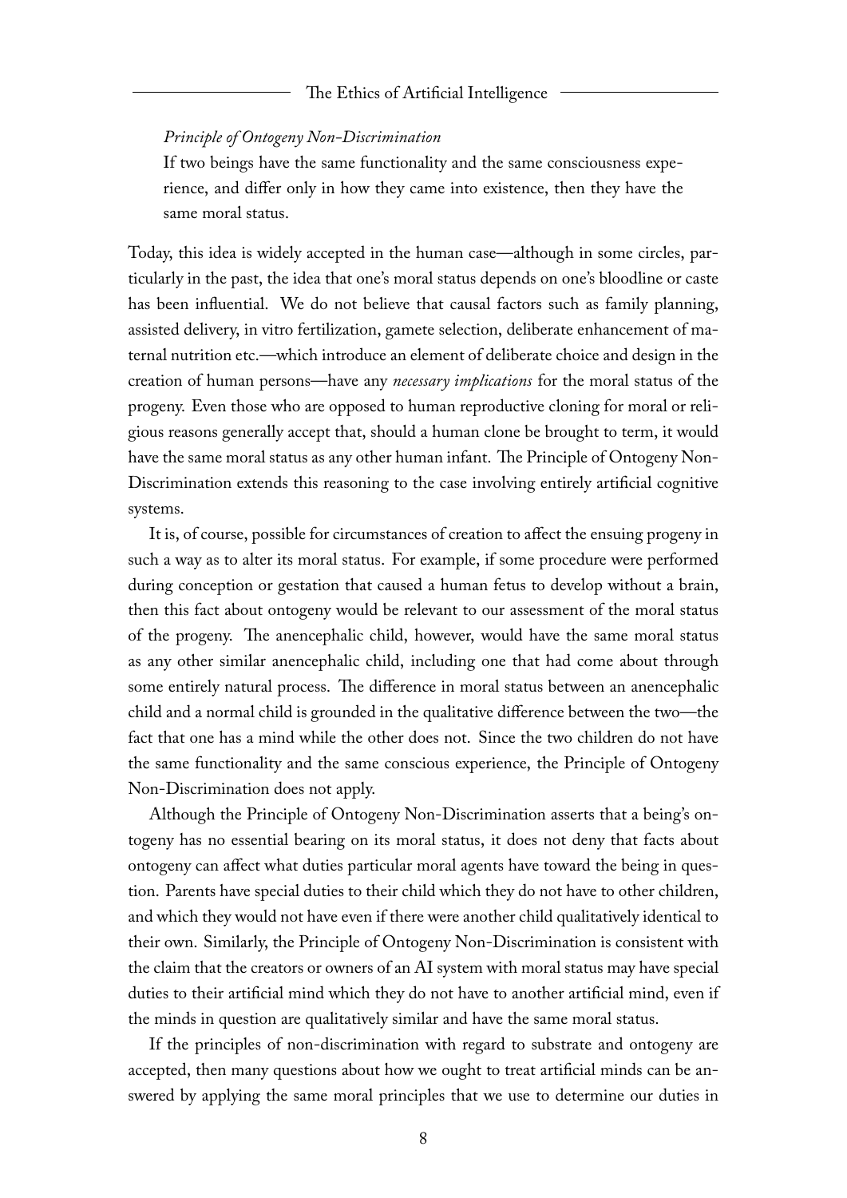*Principle of Ontogeny Non-Discrimination*

If two beings have the same functionality and the same consciousness experience, and differ only in how they came into existence, then they have the same moral status.

Today, this idea is widely accepted in the human case—although in some circles, particularly in the past, the idea that one's moral status depends on one's bloodline or caste has been influential. We do not believe that causal factors such as family planning, assisted delivery, in vitro fertilization, gamete selection, deliberate enhancement of maternal nutrition etc.—which introduce an element of deliberate choice and design in the creation of human persons—have any *necessary implications* for the moral status of the progeny. Even those who are opposed to human reproductive cloning for moral or religious reasons generally accept that, should a human clone be brought to term, it would have the same moral status as any other human infant. The Principle of Ontogeny Non-Discrimination extends this reasoning to the case involving entirely artificial cognitive systems.

It is, of course, possible for circumstances of creation to affect the ensuing progeny in such a way as to alter its moral status. For example, if some procedure were performed during conception or gestation that caused a human fetus to develop without a brain, then this fact about ontogeny would be relevant to our assessment of the moral status of the progeny. The anencephalic child, however, would have the same moral status as any other similar anencephalic child, including one that had come about through some entirely natural process. The difference in moral status between an anencephalic child and a normal child is grounded in the qualitative difference between the two—the fact that one has a mind while the other does not. Since the two children do not have the same functionality and the same conscious experience, the Principle of Ontogeny Non-Discrimination does not apply.

Although the Principle of Ontogeny Non-Discrimination asserts that a being's ontogeny has no essential bearing on its moral status, it does not deny that facts about ontogeny can affect what duties particular moral agents have toward the being in question. Parents have special duties to their child which they do not have to other children, and which they would not have even if there were another child qualitatively identical to their own. Similarly, the Principle of Ontogeny Non-Discrimination is consistent with the claim that the creators or owners of an AI system with moral status may have special duties to their artificial mind which they do not have to another artificial mind, even if the minds in question are qualitatively similar and have the same moral status.

If the principles of non-discrimination with regard to substrate and ontogeny are accepted, then many questions about how we ought to treat artificial minds can be answered by applying the same moral principles that we use to determine our duties in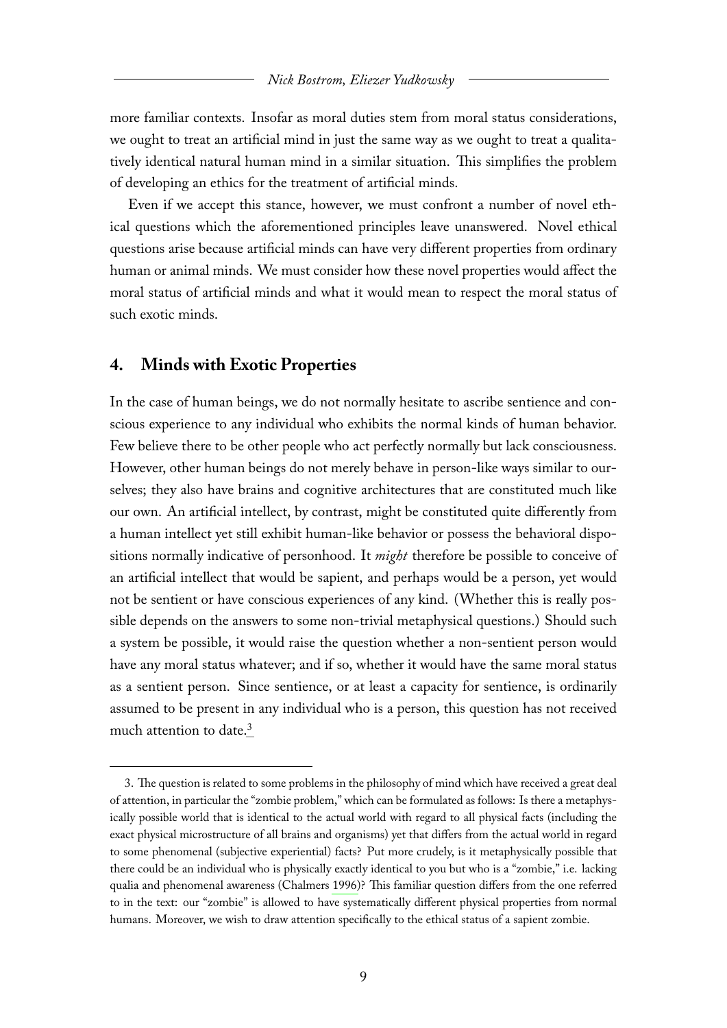more familiar contexts. Insofar as moral duties stem from moral status considerations, we ought to treat an artificial mind in just the same way as we ought to treat a qualitatively identical natural human mind in a similar situation. This simplifies the problem of developing an ethics for the treatment of artificial minds.

Even if we accept this stance, however, we must confront a number of novel ethical questions which the aforementioned principles leave unanswered. Novel ethical questions arise because artificial minds can have very different properties from ordinary human or animal minds. We must consider how these novel properties would affect the moral status of artificial minds and what it would mean to respect the moral status of such exotic minds.

## 4. Minds with Exotic Properties

In the case of human beings, we do not normally hesitate to ascribe sentience and conscious experience to any individual who exhibits the normal kinds of human behavior. Few believe there to be other people who act perfectly normally but lack consciousness. However, other human beings do not merely behave in person-like ways similar to ourselves; they also have brains and cognitive architectures that are constituted much like our own. An artificial intellect, by contrast, might be constituted quite differently from a human intellect yet still exhibit human-like behavior or possess the behavioral dispositions normally indicative of personhood. It *might* therefore be possible to conceive of an artificial intellect that would be sapient, and perhaps would be a person, yet would not be sentient or have conscious experiences of any kind. (Whether this is really possible depends on the answers to some non-trivial metaphysical questions.) Should such a system be possible, it would raise the question whether a non-sentient person would have any moral status whatever; and if so, whether it would have the same moral status as a sentient person. Since sentience, or at least a capacity for sentience, is ordinarily assumed to be present in any individual who is a person, this question has not received much attention to date.[3]

3. The question is related to some problems in the philosophy of mind which have received a great deal of attention, in particular the "zombie problem," which can be formulated as follows: Is there a metaphysically possible world that is identical to the actual world with regard to all physical facts (including the exact physical microstructure of all brains and organisms) yet that differs from the actual world in regard to some phenomenal (subjective experiential) facts? Put more crudely, is it metaphysically possible that there could be an individual who is physically exactly identical to you but who is a "zombie," i.e. lacking qualia and phenomenal awareness (Chalmers 1996)? This familiar question differs from the one referred to in the text: our "zombie" is allowed to have systematically different physical properties from normal humans. Moreover, we wish to draw attention specifically to the ethical status of a sapient zombie.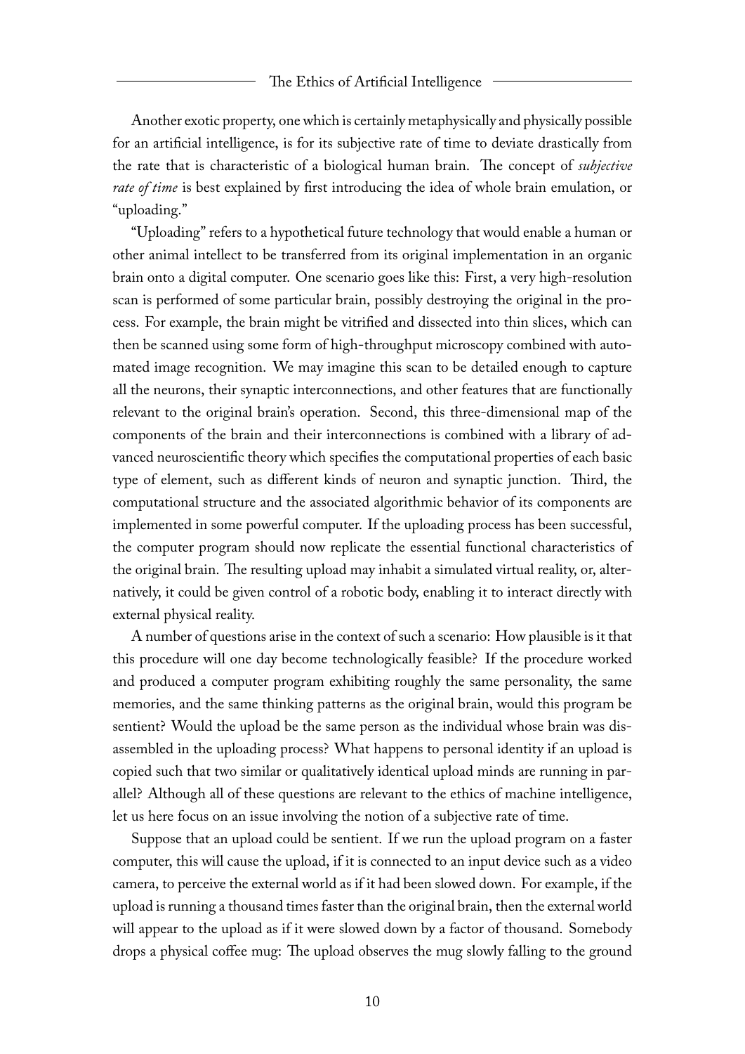Another exotic property, one which is certainly metaphysically and physically possible for an artificial intelligence, is for its subjective rate of time to deviate drastically from the rate that is characteristic of a biological human brain. The concept of *subjective rate of time* is best explained by first introducing the idea of whole brain emulation, or "uploading."

"Uploading" refers to a hypothetical future technology that would enable a human or other animal intellect to be transferred from its original implementation in an organic brain onto a digital computer. One scenario goes like this: First, a very high-resolution scan is performed of some particular brain, possibly destroying the original in the process. For example, the brain might be vitrified and dissected into thin slices, which can then be scanned using some form of high-throughput microscopy combined with automated image recognition. We may imagine this scan to be detailed enough to capture all the neurons, their synaptic interconnections, and other features that are functionally relevant to the original brain's operation. Second, this three-dimensional map of the components of the brain and their interconnections is combined with a library of advanced neuroscientific theory which specifies the computational properties of each basic type of element, such as different kinds of neuron and synaptic junction. Third, the computational structure and the associated algorithmic behavior of its components are implemented in some powerful computer. If the uploading process has been successful, the computer program should now replicate the essential functional characteristics of the original brain. The resulting upload may inhabit a simulated virtual reality, or, alternatively, it could be given control of a robotic body, enabling it to interact directly with external physical reality.

A number of questions arise in the context of such a scenario: How plausible is it that this procedure will one day become technologically feasible? If the procedure worked and produced a computer program exhibiting roughly the same personality, the same memories, and the same thinking patterns as the original brain, would this program be sentient? Would the upload be the same person as the individual whose brain was disassembled in the uploading process? What happens to personal identity if an upload is copied such that two similar or qualitatively identical upload minds are running in parallel? Although all of these questions are relevant to the ethics of machine intelligence, let us here focus on an issue involving the notion of a subjective rate of time.

Suppose that an upload could be sentient. If we run the upload program on a faster computer, this will cause the upload, if it is connected to an input device such as a video camera, to perceive the external world as if it had been slowed down. For example, if the upload is running a thousand times faster than the original brain, then the external world will appear to the upload as if it were slowed down by a factor of thousand. Somebody drops a physical coffee mug: The upload observes the mug slowly falling to the ground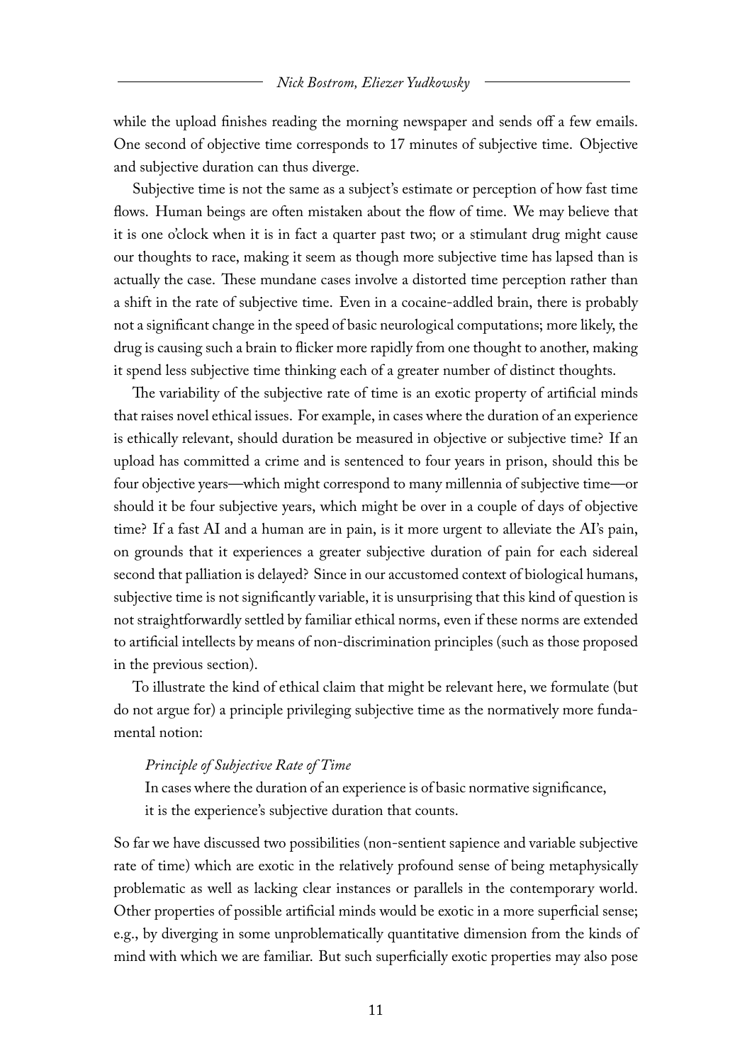while the upload finishes reading the morning newspaper and sends off a few emails. One second of objective time corresponds to 17 minutes of subjective time. Objective and subjective duration can thus diverge.

Subjective time is not the same as a subject's estimate or perception of how fast time flows. Human beings are often mistaken about the flow of time. We may believe that it is one o'clock when it is in fact a quarter past two; or a stimulant drug might cause our thoughts to race, making it seem as though more subjective time has lapsed than is actually the case. These mundane cases involve a distorted time perception rather than a shift in the rate of subjective time. Even in a cocaine-addled brain, there is probably not a significant change in the speed of basic neurological computations; more likely, the drug is causing such a brain to flicker more rapidly from one thought to another, making it spend less subjective time thinking each of a greater number of distinct thoughts.

The variability of the subjective rate of time is an exotic property of artificial minds that raises novel ethical issues. For example, in cases where the duration of an experience is ethically relevant, should duration be measured in objective or subjective time? If an upload has committed a crime and is sentenced to four years in prison, should this be four objective years—which might correspond to many millennia of subjective time—or should it be four subjective years, which might be over in a couple of days of objective time? If a fast AI and a human are in pain, is it more urgent to alleviate the AI's pain, on grounds that it experiences a greater subjective duration of pain for each sidereal second that palliation is delayed? Since in our accustomed context of biological humans, subjective time is not significantly variable, it is unsurprising that this kind of question is not straightforwardly settled by familiar ethical norms, even if these norms are extended to artificial intellects by means of non-discrimination principles (such as those proposed in the previous section).

To illustrate the kind of ethical claim that might be relevant here, we formulate (but do not argue for) a principle privileging subjective time as the normatively more fundamental notion:

> *Principle of Subjective Rate of Time*
> In cases where the duration of an experience is of basic normative significance, it is the experience's subjective duration that counts.

So far we have discussed two possibilities (non-sentient sapience and variable subjective rate of time) which are exotic in the relatively profound sense of being metaphysically problematic as well as lacking clear instances or parallels in the contemporary world. Other properties of possible artificial minds would be exotic in a more superficial sense; e.g., by diverging in some unproblematically quantitative dimension from the kinds of mind with which we are familiar. But such superficially exotic properties may also pose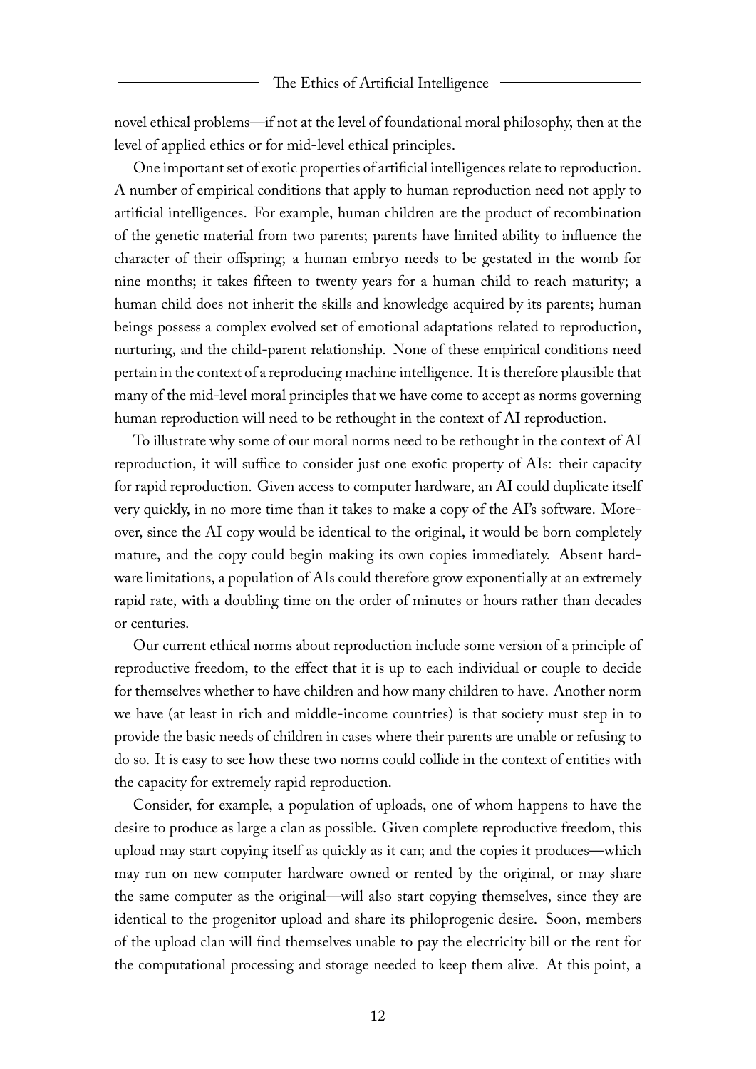novel ethical problems—if not at the level of foundational moral philosophy, then at the level of applied ethics or for mid-level ethical principles.

One important set of exotic properties of artificial intelligences relate to reproduction. A number of empirical conditions that apply to human reproduction need not apply to artificial intelligences. For example, human children are the product of recombination of the genetic material from two parents; parents have limited ability to influence the character of their offspring; a human embryo needs to be gestated in the womb for nine months; it takes fifteen to twenty years for a human child to reach maturity; a human child does not inherit the skills and knowledge acquired by its parents; human beings possess a complex evolved set of emotional adaptations related to reproduction, nurturing, and the child-parent relationship. None of these empirical conditions need pertain in the context of a reproducing machine intelligence. It is therefore plausible that many of the mid-level moral principles that we have come to accept as norms governing human reproduction will need to be rethought in the context of AI reproduction.

To illustrate why some of our moral norms need to be rethought in the context of AI reproduction, it will suffice to consider just one exotic property of AIs: their capacity for rapid reproduction. Given access to computer hardware, an AI could duplicate itself very quickly, in no more time than it takes to make a copy of the AI's software. Moreover, since the AI copy would be identical to the original, it would be born completely mature, and the copy could begin making its own copies immediately. Absent hardware limitations, a population of AIs could therefore grow exponentially at an extremely rapid rate, with a doubling time on the order of minutes or hours rather than decades or centuries.

Our current ethical norms about reproduction include some version of a principle of reproductive freedom, to the effect that it is up to each individual or couple to decide for themselves whether to have children and how many children to have. Another norm we have (at least in rich and middle-income countries) is that society must step in to provide the basic needs of children in cases where their parents are unable or refusing to do so. It is easy to see how these two norms could collide in the context of entities with the capacity for extremely rapid reproduction.

Consider, for example, a population of uploads, one of whom happens to have the desire to produce as large a clan as possible. Given complete reproductive freedom, this upload may start copying itself as quickly as it can; and the copies it produces—which may run on new computer hardware owned or rented by the original, or may share the same computer as the original—will also start copying themselves, since they are identical to the progenitor upload and share its philoprogenic desire. Soon, members of the upload clan will find themselves unable to pay the electricity bill or the rent for the computational processing and storage needed to keep them alive. At this point, a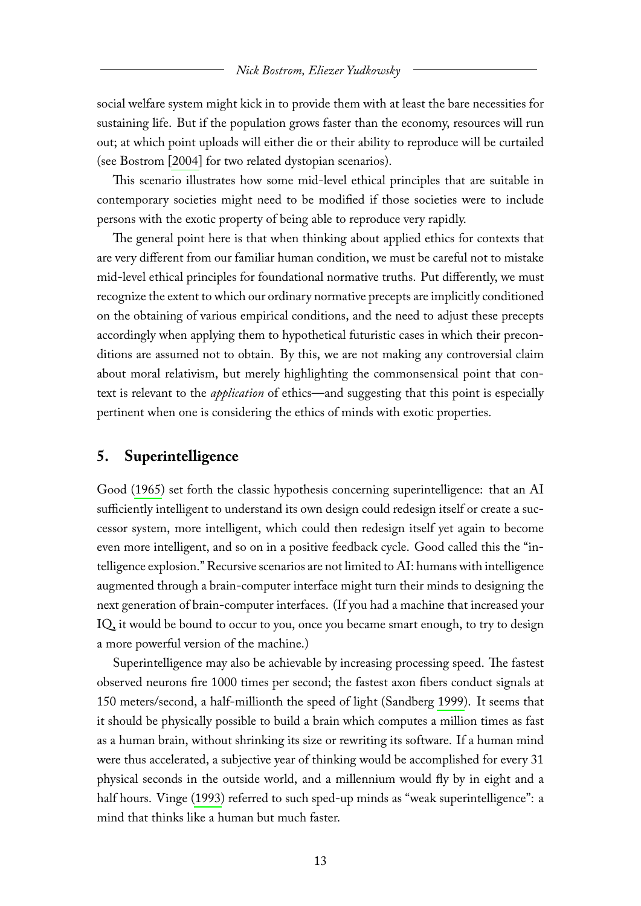social welfare system might kick in to provide them with at least the bare necessities for sustaining life. But if the population grows faster than the economy, resources will run out; at which point uploads will either die or their ability to reproduce will be curtailed (see Bostrom [2004] for two related dystopian scenarios).

This scenario illustrates how some mid-level ethical principles that are suitable in contemporary societies might need to be modified if those societies were to include persons with the exotic property of being able to reproduce very rapidly.

The general point here is that when thinking about applied ethics for contexts that are very different from our familiar human condition, we must be careful not to mistake mid-level ethical principles for foundational normative truths. Put differently, we must recognize the extent to which our ordinary normative precepts are implicitly conditioned on the obtaining of various empirical conditions, and the need to adjust these precepts accordingly when applying them to hypothetical futuristic cases in which their preconditions are assumed not to obtain. By this, we are not making any controversial claim about moral relativism, but merely highlighting the commonsensical point that context is relevant to the *application* of ethics—and suggesting that this point is especially pertinent when one is considering the ethics of minds with exotic properties.

## 5. Superintelligence

Good (1965) set forth the classic hypothesis concerning superintelligence: that an AI sufficiently intelligent to understand its own design could redesign itself or create a successor system, more intelligent, which could then redesign itself yet again to become even more intelligent, and so on in a positive feedback cycle. Good called this the "intelligence explosion." Recursive scenarios are not limited to AI: humans with intelligence augmented through a brain-computer interface might turn their minds to designing the next generation of brain-computer interfaces. (If you had a machine that increased your IQ, it would be bound to occur to you, once you became smart enough, to try to design a more powerful version of the machine.)

Superintelligence may also be achievable by increasing processing speed. The fastest observed neurons fire 1000 times per second; the fastest axon fibers conduct signals at 150 meters/second, a half-millionth the speed of light (Sandberg 1999). It seems that it should be physically possible to build a brain which computes a million times as fast as a human brain, without shrinking its size or rewriting its software. If a human mind were thus accelerated, a subjective year of thinking would be accomplished for every 31 physical seconds in the outside world, and a millennium would fly by in eight and a half hours. Vinge (1993) referred to such sped-up minds as "weak superintelligence": a mind that thinks like a human but much faster.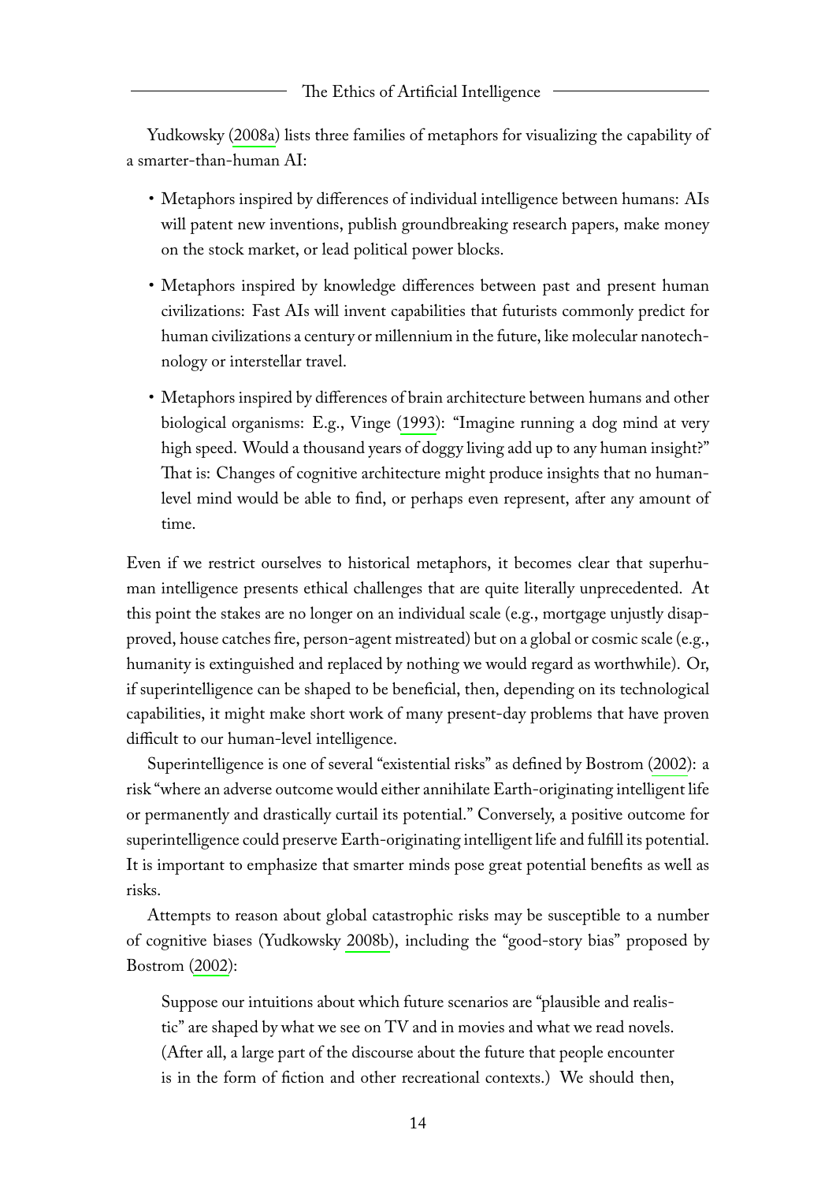Yudkowsky (2008a) lists three families of metaphors for visualizing the capability of a smarter-than-human AI:

- Metaphors inspired by differences of individual intelligence between humans: AIs will patent new inventions, publish groundbreaking research papers, make money on the stock market, or lead political power blocks.
- Metaphors inspired by knowledge differences between past and present human civilizations: Fast AIs will invent capabilities that futurists commonly predict for human civilizations a century or millennium in the future, like molecular nanotechnology or interstellar travel.
- Metaphors inspired by differences of brain architecture between humans and other biological organisms: E.g., Vinge (1993): "Imagine running a dog mind at very high speed. Would a thousand years of doggy living add up to any human insight?" That is: Changes of cognitive architecture might produce insights that no human-level mind would be able to find, or perhaps even represent, after any amount of time.

Even if we restrict ourselves to historical metaphors, it becomes clear that superhuman intelligence presents ethical challenges that are quite literally unprecedented. At this point the stakes are no longer on an individual scale (e.g., mortgage unjustly disapproved, house catches fire, person-agent mistreated) but on a global or cosmic scale (e.g., humanity is extinguished and replaced by nothing we would regard as worthwhile). Or, if superintelligence can be shaped to be beneficial, then, depending on its technological capabilities, it might make short work of many present-day problems that have proven difficult to our human-level intelligence.

Superintelligence is one of several "existential risks" as defined by Bostrom (2002): a risk "where an adverse outcome would either annihilate Earth-originating intelligent life or permanently and drastically curtail its potential." Conversely, a positive outcome for superintelligence could preserve Earth-originating intelligent life and fulfill its potential. It is important to emphasize that smarter minds pose great potential benefits as well as risks.

Attempts to reason about global catastrophic risks may be susceptible to a number of cognitive biases (Yudkowsky 2008b), including the "good-story bias" proposed by Bostrom (2002):

> Suppose our intuitions about which future scenarios are "plausible and realistic" are shaped by what we see on TV and in movies and what we read novels. (After all, a large part of the discourse about the future that people encounter is in the form of fiction and other recreational contexts.) We should then,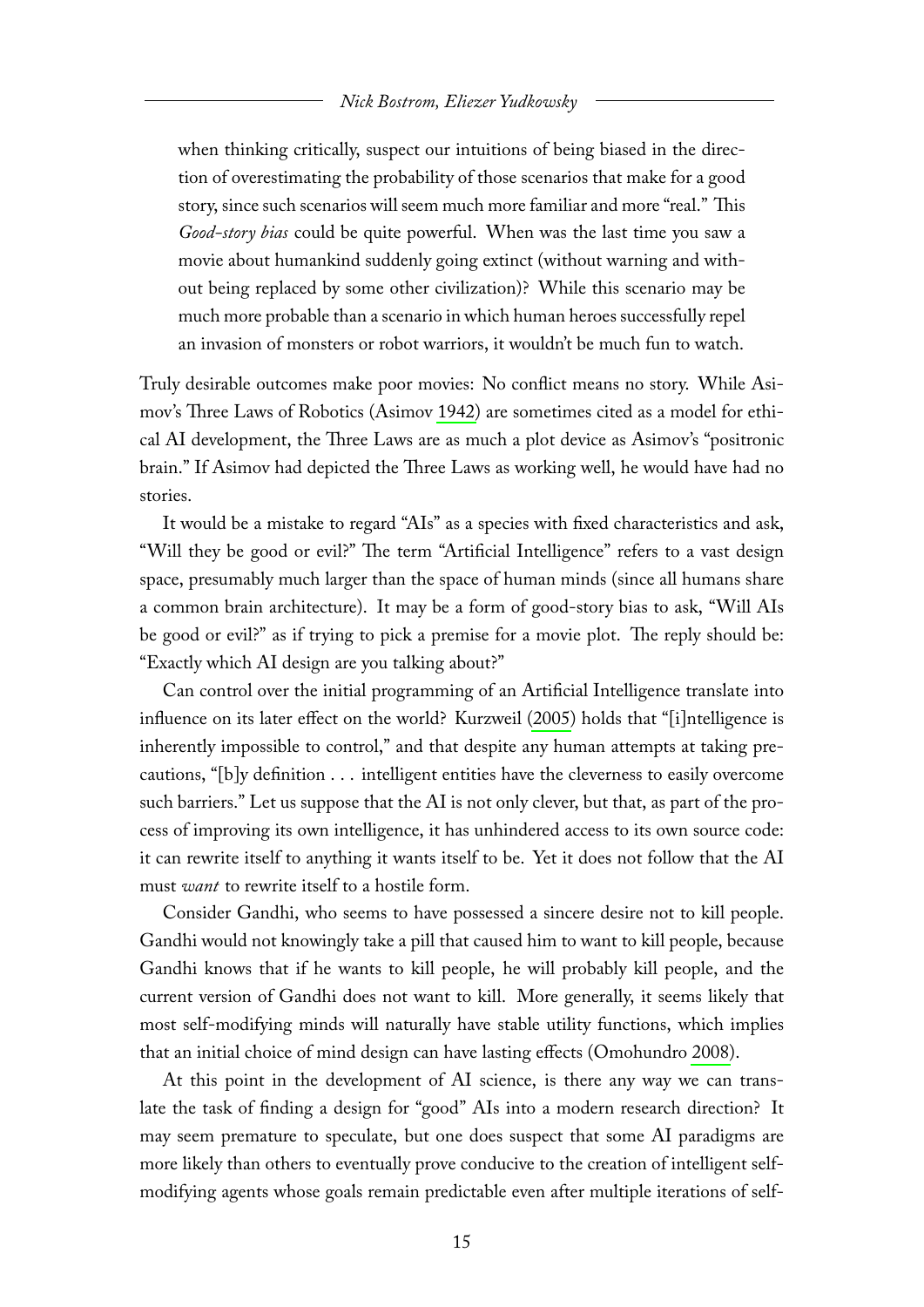when thinking critically, suspect our intuitions of being biased in the direction of overestimating the probability of those scenarios that make for a good story, since such scenarios will seem much more familiar and more "real." This *Good-story bias* could be quite powerful. When was the last time you saw a movie about humankind suddenly going extinct (without warning and without being replaced by some other civilization)? While this scenario may be much more probable than a scenario in which human heroes successfully repel an invasion of monsters or robot warriors, it wouldn't be much fun to watch.

Truly desirable outcomes make poor movies: No conflict means no story. While Asimov's Three Laws of Robotics (Asimov 1942) are sometimes cited as a model for ethical AI development, the Three Laws are as much a plot device as Asimov's "positronic brain." If Asimov had depicted the Three Laws as working well, he would have had no stories.

It would be a mistake to regard "AIs" as a species with fixed characteristics and ask, "Will they be good or evil?" The term "Artificial Intelligence" refers to a vast design space, presumably much larger than the space of human minds (since all humans share a common brain architecture). It may be a form of good-story bias to ask, "Will AIs be good or evil?" as if trying to pick a premise for a movie plot. The reply should be: "Exactly which AI design are you talking about?"

Can control over the initial programming of an Artificial Intelligence translate into influence on its later effect on the world? Kurzweil (2005) holds that "[i]ntelligence is inherently impossible to control," and that despite any human attempts at taking precautions, "[b]y definition . . . intelligent entities have the cleverness to easily overcome such barriers." Let us suppose that the AI is not only clever, but that, as part of the process of improving its own intelligence, it has unhindered access to its own source code: it can rewrite itself to anything it wants itself to be. Yet it does not follow that the AI must *want* to rewrite itself to a hostile form.

Consider Gandhi, who seems to have possessed a sincere desire not to kill people. Gandhi would not knowingly take a pill that caused him to want to kill people, because Gandhi knows that if he wants to kill people, he will probably kill people, and the current version of Gandhi does not want to kill. More generally, it seems likely that most self-modifying minds will naturally have stable utility functions, which implies that an initial choice of mind design can have lasting effects (Omohundro 2008).

At this point in the development of AI science, is there any way we can translate the task of finding a design for "good" AIs into a modern research direction? It may seem premature to speculate, but one does suspect that some AI paradigms are more likely than others to eventually prove conducive to the creation of intelligent self-modifying agents whose goals remain predictable even after multiple iterations of self-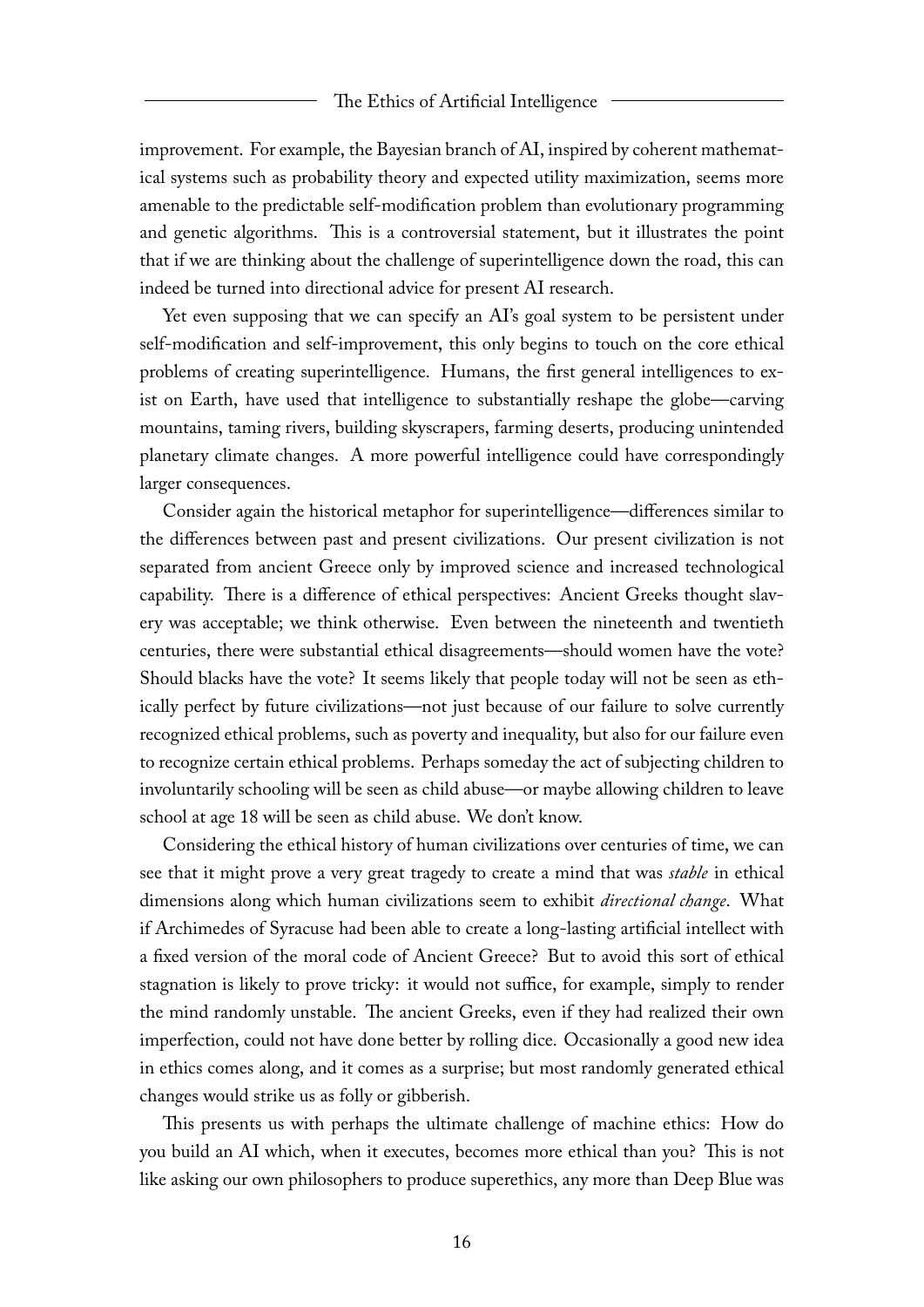improvement. For example, the Bayesian branch of AI, inspired by coherent mathematical systems such as probability theory and expected utility maximization, seems more amenable to the predictable self-modification problem than evolutionary programming and genetic algorithms. This is a controversial statement, but it illustrates the point that if we are thinking about the challenge of superintelligence down the road, this can indeed be turned into directional advice for present AI research.

Yet even supposing that we can specify an AI's goal system to be persistent under self-modification and self-improvement, this only begins to touch on the core ethical problems of creating superintelligence. Humans, the first general intelligences to exist on Earth, have used that intelligence to substantially reshape the globe—carving mountains, taming rivers, building skyscrapers, farming deserts, producing unintended planetary climate changes. A more powerful intelligence could have correspondingly larger consequences.

Consider again the historical metaphor for superintelligence—differences similar to the differences between past and present civilizations. Our present civilization is not separated from ancient Greece only by improved science and increased technological capability. There is a difference of ethical perspectives: Ancient Greeks thought slavery was acceptable; we think otherwise. Even between the nineteenth and twentieth centuries, there were substantial ethical disagreements—should women have the vote? Should blacks have the vote? It seems likely that people today will not be seen as ethically perfect by future civilizations—not just because of our failure to solve currently recognized ethical problems, such as poverty and inequality, but also for our failure even to recognize certain ethical problems. Perhaps someday the act of subjecting children to involuntarily schooling will be seen as child abuse—or maybe allowing children to leave school at age 18 will be seen as child abuse. We don't know.

Considering the ethical history of human civilizations over centuries of time, we can see that it might prove a very great tragedy to create a mind that was *stable* in ethical dimensions along which human civilizations seem to exhibit *directional change*. What if Archimedes of Syracuse had been able to create a long-lasting artificial intellect with a fixed version of the moral code of Ancient Greece? But to avoid this sort of ethical stagnation is likely to prove tricky: it would not suffice, for example, simply to render the mind randomly unstable. The ancient Greeks, even if they had realized their own imperfection, could not have done better by rolling dice. Occasionally a good new idea in ethics comes along, and it comes as a surprise; but most randomly generated ethical changes would strike us as folly or gibberish.

This presents us with perhaps the ultimate challenge of machine ethics: How do you build an AI which, when it executes, becomes more ethical than you? This is not like asking our own philosophers to produce superethics, any more than Deep Blue was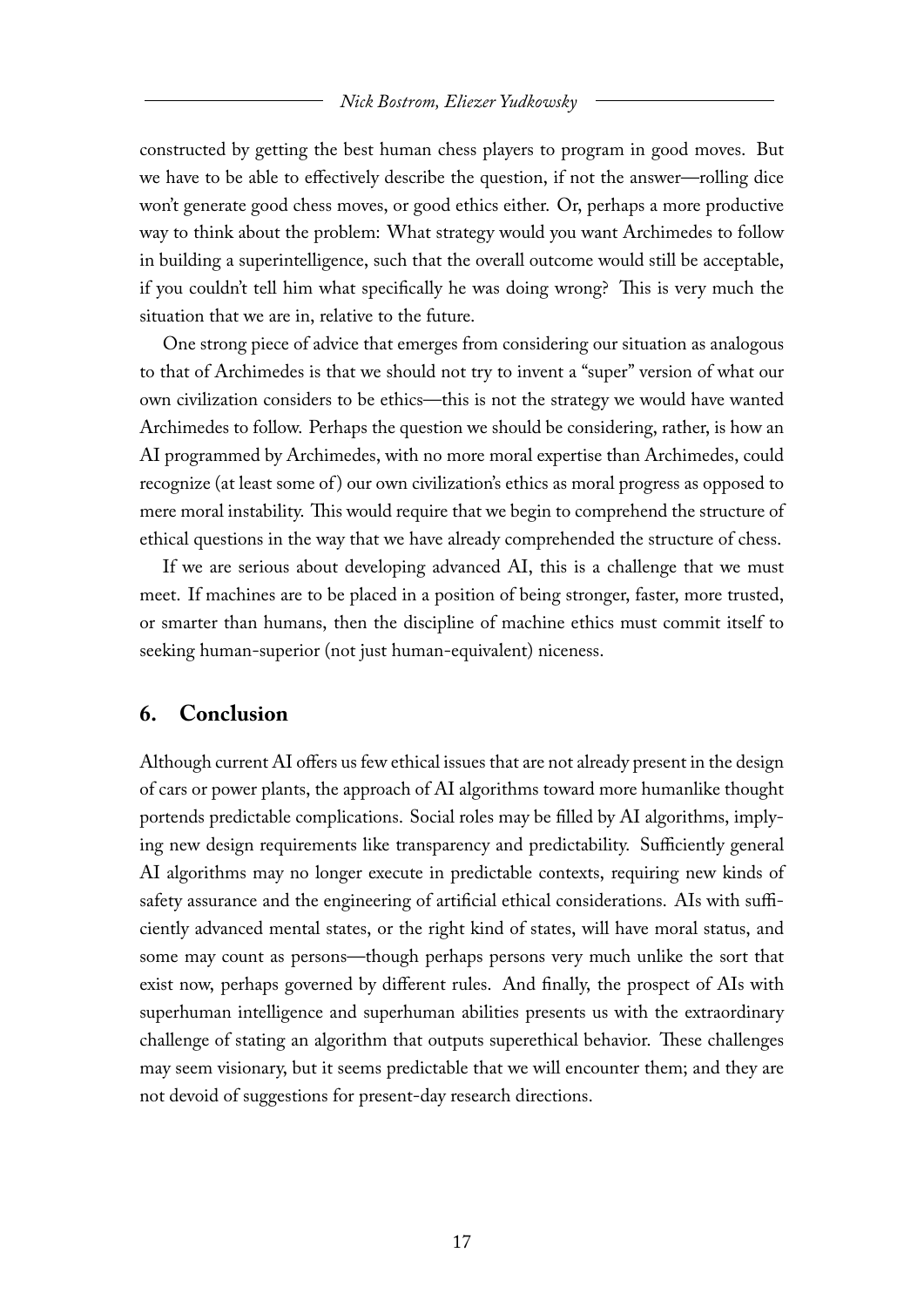constructed by getting the best human chess players to program in good moves. But we have to be able to effectively describe the question, if not the answer—rolling dice won't generate good chess moves, or good ethics either. Or, perhaps a more productive way to think about the problem: What strategy would you want Archimedes to follow in building a superintelligence, such that the overall outcome would still be acceptable, if you couldn't tell him what specifically he was doing wrong? This is very much the situation that we are in, relative to the future.

One strong piece of advice that emerges from considering our situation as analogous to that of Archimedes is that we should not try to invent a "super" version of what our own civilization considers to be ethics—this is not the strategy we would have wanted Archimedes to follow. Perhaps the question we should be considering, rather, is how an AI programmed by Archimedes, with no more moral expertise than Archimedes, could recognize (at least some of) our own civilization's ethics as moral progress as opposed to mere moral instability. This would require that we begin to comprehend the structure of ethical questions in the way that we have already comprehended the structure of chess.

If we are serious about developing advanced AI, this is a challenge that we must meet. If machines are to be placed in a position of being stronger, faster, more trusted, or smarter than humans, then the discipline of machine ethics must commit itself to seeking human-superior (not just human-equivalent) niceness.

## 6. Conclusion

Although current AI offers us few ethical issues that are not already present in the design of cars or power plants, the approach of AI algorithms toward more humanlike thought portends predictable complications. Social roles may be filled by AI algorithms, implying new design requirements like transparency and predictability. Sufficiently general AI algorithms may no longer execute in predictable contexts, requiring new kinds of safety assurance and the engineering of artificial ethical considerations. AIs with sufficiently advanced mental states, or the right kind of states, will have moral status, and some may count as persons—though perhaps persons very much unlike the sort that exist now, perhaps governed by different rules. And finally, the prospect of AIs with superhuman intelligence and superhuman abilities presents us with the extraordinary challenge of stating an algorithm that outputs superethical behavior. These challenges may seem visionary, but it seems predictable that we will encounter them; and they are not devoid of suggestions for present-day research directions.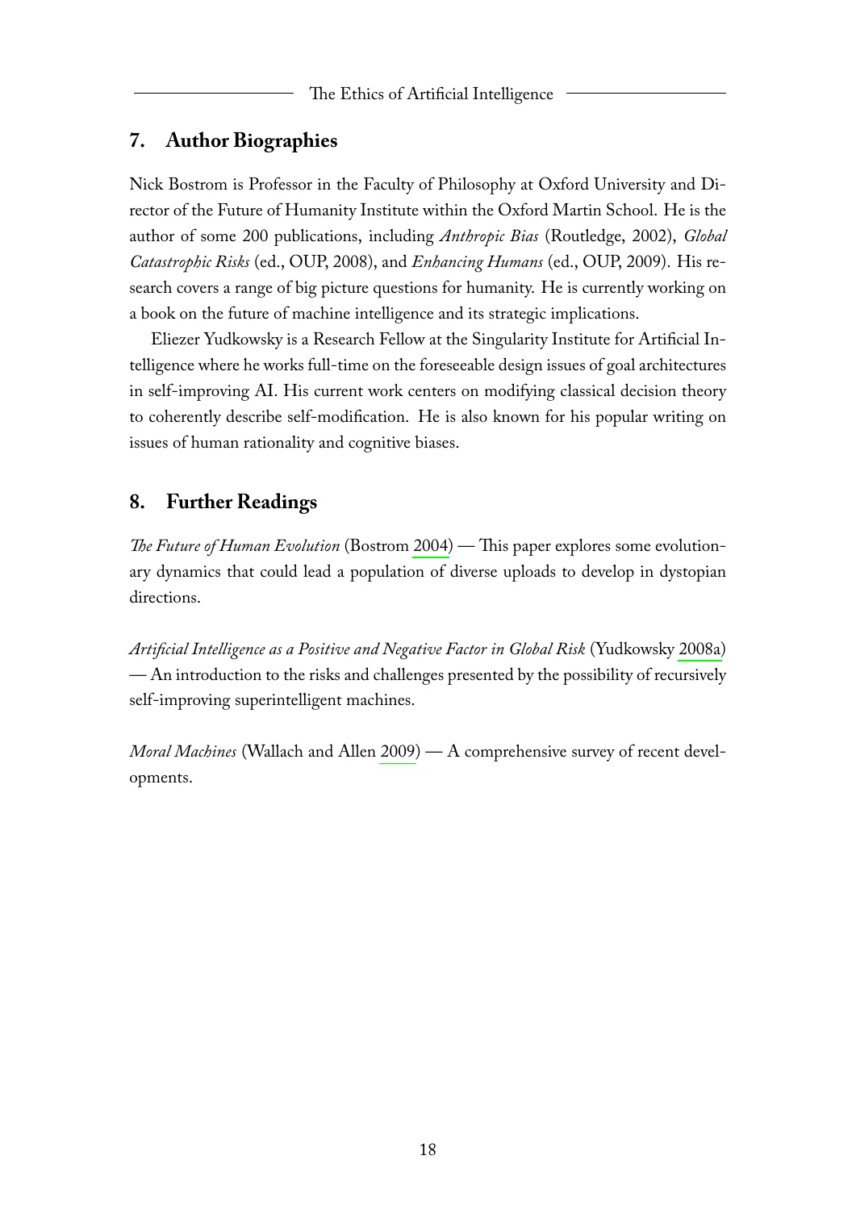## 7. Author Biographies

Nick Bostrom is Professor in the Faculty of Philosophy at Oxford University and Director of the Future of Humanity Institute within the Oxford Martin School. He is the author of some 200 publications, including *Anthropic Bias* (Routledge, 2002), *Global Catastrophic Risks* (ed., OUP, 2008), and *Enhancing Humans* (ed., OUP, 2009). His research covers a range of big picture questions for humanity. He is currently working on a book on the future of machine intelligence and its strategic implications.

Eliezer Yudkowsky is a Research Fellow at the Singularity Institute for Artificial Intelligence where he works full-time on the foreseeable design issues of goal architectures in self-improving AI. His current work centers on modifying classical decision theory to coherently describe self-modification. He is also known for his popular writing on issues of human rationality and cognitive biases.

## 8. Further Readings

*The Future of Human Evolution* (Bostrom 2004) — This paper explores some evolutionary dynamics that could lead a population of diverse uploads to develop in dystopian directions.

*Artificial Intelligence as a Positive and Negative Factor in Global Risk* (Yudkowsky 2008a) — An introduction to the risks and challenges presented by the possibility of recursively self-improving superintelligent machines.

*Moral Machines* (Wallach and Allen 2009) — A comprehensive survey of recent developments.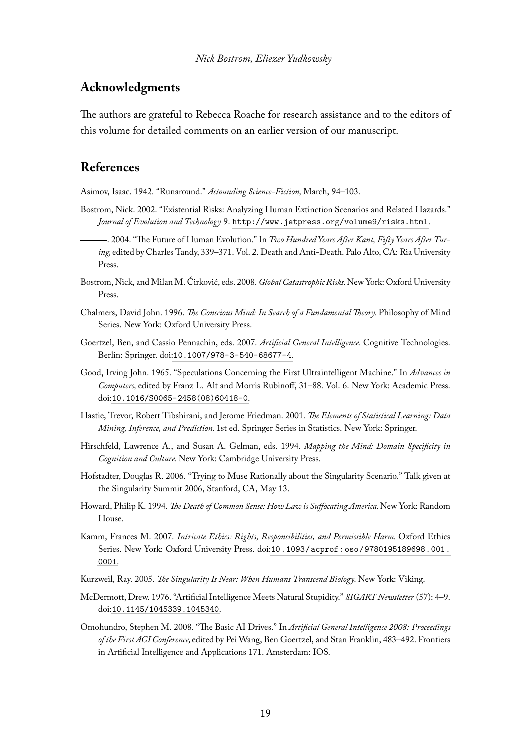## Acknowledgments

The authors are grateful to Rebecca Roache for research assistance and to the editors of this volume for detailed comments on an earlier version of our manuscript.

## References

Asimov, Isaac. 1942. "Runaround." *Astounding Science-Fiction,* March, 94–103.

Bostrom, Nick. 2002. "Existential Risks: Analyzing Human Extinction Scenarios and Related Hazards." *Journal of Evolution and Technology* 9. http://www.jetpress.org/volume9/risks.html.

———. 2004. "The Future of Human Evolution." In *Two Hundred Years After Kant, Fifty Years After Turing,* edited by Charles Tandy, 339–371. Vol. 2. Death and Anti-Death. Palo Alto, CA: Ria University Press.

Bostrom, Nick, and Milan M. Ćirković, eds. 2008. *Global Catastrophic Risks.* New York: Oxford University Press.

Chalmers, David John. 1996. *The Conscious Mind: In Search of a Fundamental Theory.* Philosophy of Mind Series. New York: Oxford University Press.

Goertzel, Ben, and Cassio Pennachin, eds. 2007. *Artificial General Intelligence.* Cognitive Technologies. Berlin: Springer. doi:10.1007/978-3-540-68677-4.

Good, Irving John. 1965. "Speculations Concerning the First Ultraintelligent Machine." In *Advances in Computers,* edited by Franz L. Alt and Morris Rubinoff, 31–88. Vol. 6. New York: Academic Press. doi:10.1016/S0065-2458(08)60418-0.

Hastie, Trevor, Robert Tibshirani, and Jerome Friedman. 2001. *The Elements of Statistical Learning: Data Mining, Inference, and Prediction.* 1st ed. Springer Series in Statistics. New York: Springer.

Hirschfeld, Lawrence A., and Susan A. Gelman, eds. 1994. *Mapping the Mind: Domain Specificity in Cognition and Culture.* New York: Cambridge University Press.

Hofstadter, Douglas R. 2006. "Trying to Muse Rationally about the Singularity Scenario." Talk given at the Singularity Summit 2006, Stanford, CA, May 13.

Howard, Philip K. 1994. *The Death of Common Sense: How Law is Suffocating America.* New York: Random House.

Kamm, Frances M. 2007. *Intricate Ethics: Rights, Responsibilities, and Permissible Harm.* Oxford Ethics Series. New York: Oxford University Press. doi:10.1093/acprof:oso/9780195189698.001.0001.

Kurzweil, Ray. 2005. *The Singularity Is Near: When Humans Transcend Biology.* New York: Viking.

McDermott, Drew. 1976. "Artificial Intelligence Meets Natural Stupidity." *SIGART Newsletter* (57): 4–9. doi:10.1145/1045339.1045340.

Omohundro, Stephen M. 2008. "The Basic AI Drives." In *Artificial General Intelligence 2008: Proceedings of the First AGI Conference,* edited by Pei Wang, Ben Goertzel, and Stan Franklin, 483–492. Frontiers in Artificial Intelligence and Applications 171. Amsterdam: IOS.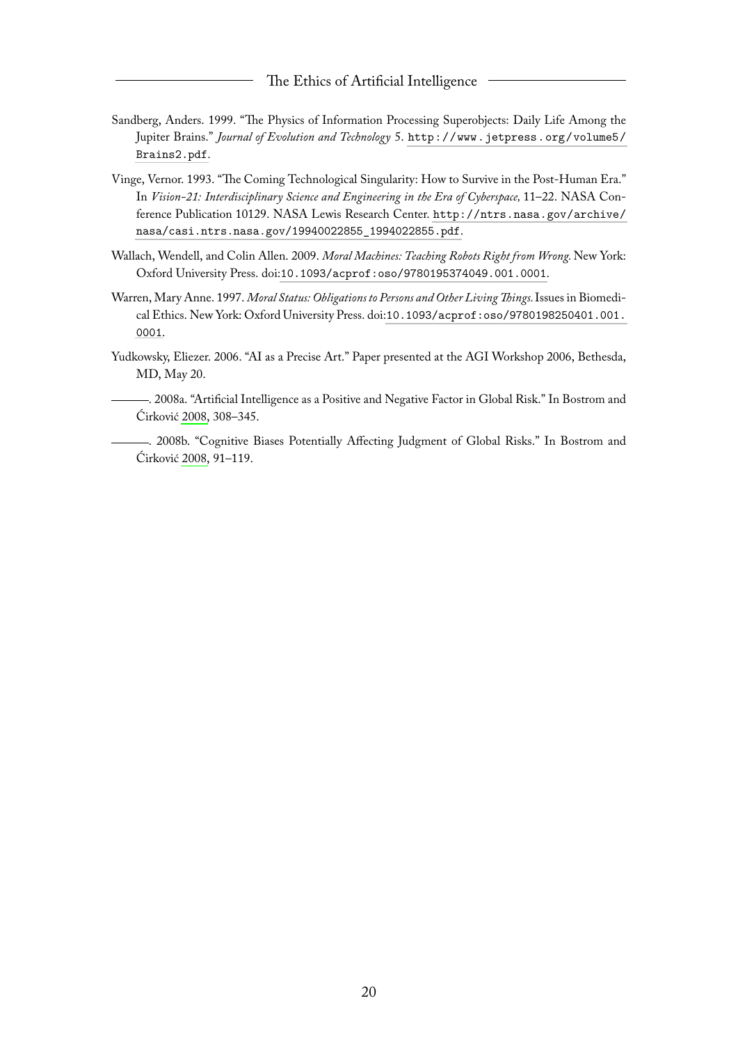Sandberg, Anders. 1999. "The Physics of Information Processing Superobjects: Daily Life Among the Jupiter Brains." *Journal of Evolution and Technology* 5. http://www.jetpress.org/volume5/Brains2.pdf.

Vinge, Vernor. 1993. "The Coming Technological Singularity: How to Survive in the Post-Human Era." In *Vision-21: Interdisciplinary Science and Engineering in the Era of Cyberspace,* 11–22. NASA Conference Publication 10129. NASA Lewis Research Center. http://ntrs.nasa.gov/archive/nasa/casi.ntrs.nasa.gov/19940022855_1994022855.pdf.

Wallach, Wendell, and Colin Allen. 2009. *Moral Machines: Teaching Robots Right from Wrong.* New York: Oxford University Press. doi:10.1093/acprof:oso/9780195374049.001.0001.

Warren, Mary Anne. 1997. *Moral Status: Obligations to Persons and Other Living Things.* Issues in Biomedical Ethics. New York: Oxford University Press. doi:10.1093/acprof:oso/9780198250401.001.0001.

Yudkowsky, Eliezer. 2006. "AI as a Precise Art." Paper presented at the AGI Workshop 2006, Bethesda, MD, May 20.

———. 2008a. "Artificial Intelligence as a Positive and Negative Factor in Global Risk." In Bostrom and Ćirković 2008, 308–345.

———. 2008b. "Cognitive Biases Potentially Affecting Judgment of Global Risks." In Bostrom and Ćirković 2008, 91–119.